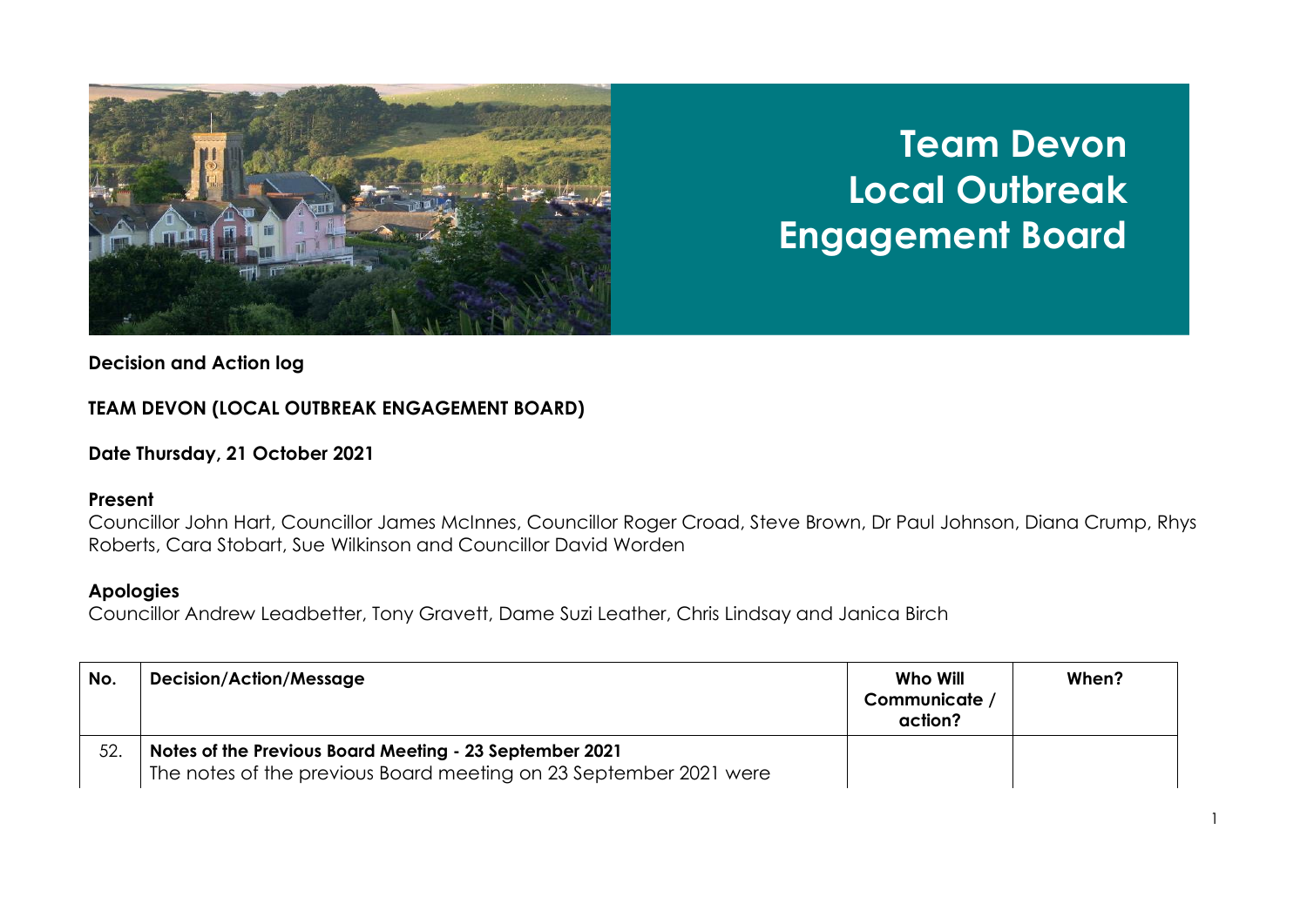# Team Devon Local Outbreak Engagement Board

**Decision and Action log**

**TEAM DEVON (LOCAL OUTBREAK ENGAGEMENT BOARD)**

**Date Thursday, 21 October 2021**

**Present**

Councillor John Hart, Councillor James McInnes, Councillor Roger Croad, Steve Brown, Dr Paul Johnson, Diana Crump, Rhys Roberts, Cara Stobart, Sue Wilkinson and Councillor David Worden

**Apologies**

Councillor Andrew Leadbetter, Tony Gravett, Dame Suzi Leather, Chris Lindsay and Janica Birch

| No. | Decision/Action/Message | Who Will Communicate / action? | When? |
|---|---|---|---|
| 52. | **Notes of the Previous Board Meeting - 23 September 2021**<br>The notes of the previous Board meeting on 23 September 2021 were | | |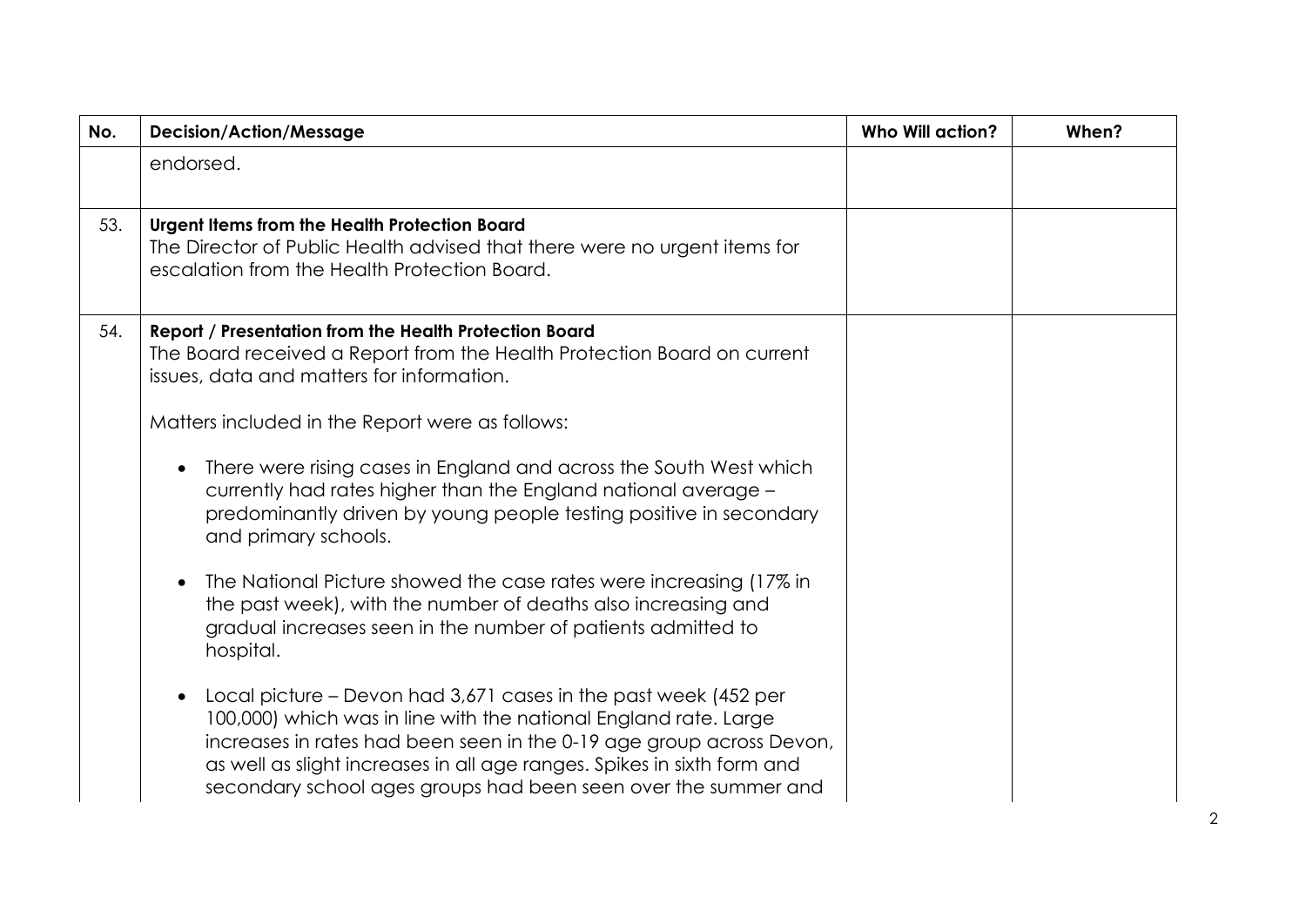| No. | Decision/Action/Message | Who Will action? | When? |
|---|---|---|---|
| | endorsed. | | |
| 53. | **Urgent Items from the Health Protection Board**<br>The Director of Public Health advised that there were no urgent items for escalation from the Health Protection Board. | | |
| 54. | **Report / Presentation from the Health Protection Board**<br>The Board received a Report from the Health Protection Board on current issues, data and matters for information.<br><br>Matters included in the Report were as follows:<br><br>• There were rising cases in England and across the South West which currently had rates higher than the England national average – predominantly driven by young people testing positive in secondary and primary schools.<br><br>• The National Picture showed the case rates were increasing (17% in the past week), with the number of deaths also increasing and gradual increases seen in the number of patients admitted to hospital.<br><br>• Local picture – Devon had 3,671 cases in the past week (452 per 100,000) which was in line with the national England rate. Large increases in rates had been seen in the 0-19 age group across Devon, as well as slight increases in all age ranges. Spikes in sixth form and secondary school ages groups had been seen over the summer and | | |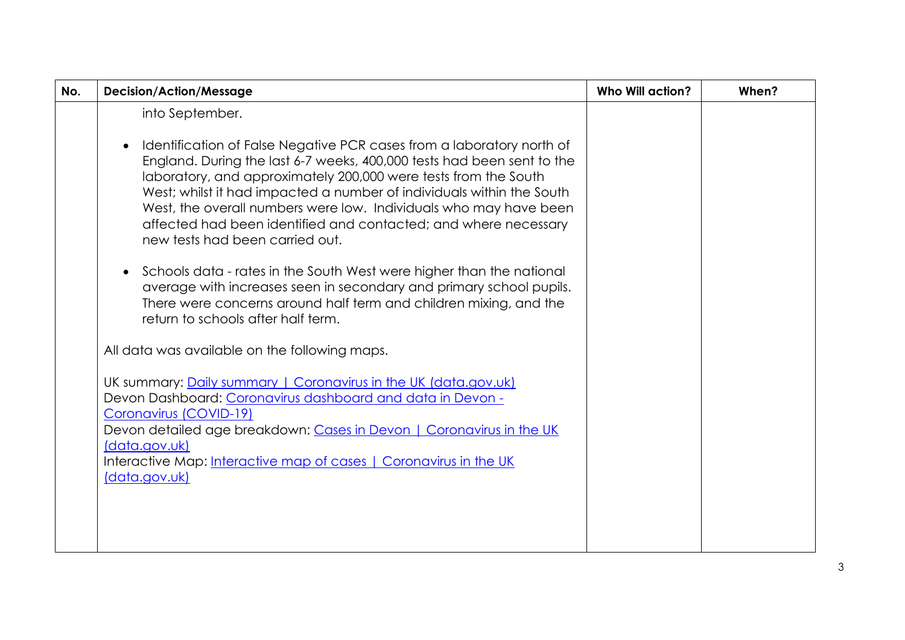| No. | Decision/Action/Message | Who Will action? | When? |
|---|---|---|---|
| | into September.<br><br>• Identification of False Negative PCR cases from a laboratory north of England. During the last 6-7 weeks, 400,000 tests had been sent to the laboratory, and approximately 200,000 were tests from the South West; whilst it had impacted a number of individuals within the South West, the overall numbers were low. Individuals who may have been affected had been identified and contacted; and where necessary new tests had been carried out.<br><br>• Schools data - rates in the South West were higher than the national average with increases seen in secondary and primary school pupils. There were concerns around half term and children mixing, and the return to schools after half term.<br><br>All data was available on the following maps.<br><br>UK summary: Daily summary \| Coronavirus in the UK (data.gov.uk)<br>Devon Dashboard: Coronavirus dashboard and data in Devon - Coronavirus (COVID-19)<br>Devon detailed age breakdown: Cases in Devon \| Coronavirus in the UK (data.gov.uk)<br>Interactive Map: Interactive map of cases \| Coronavirus in the UK (data.gov.uk) | | |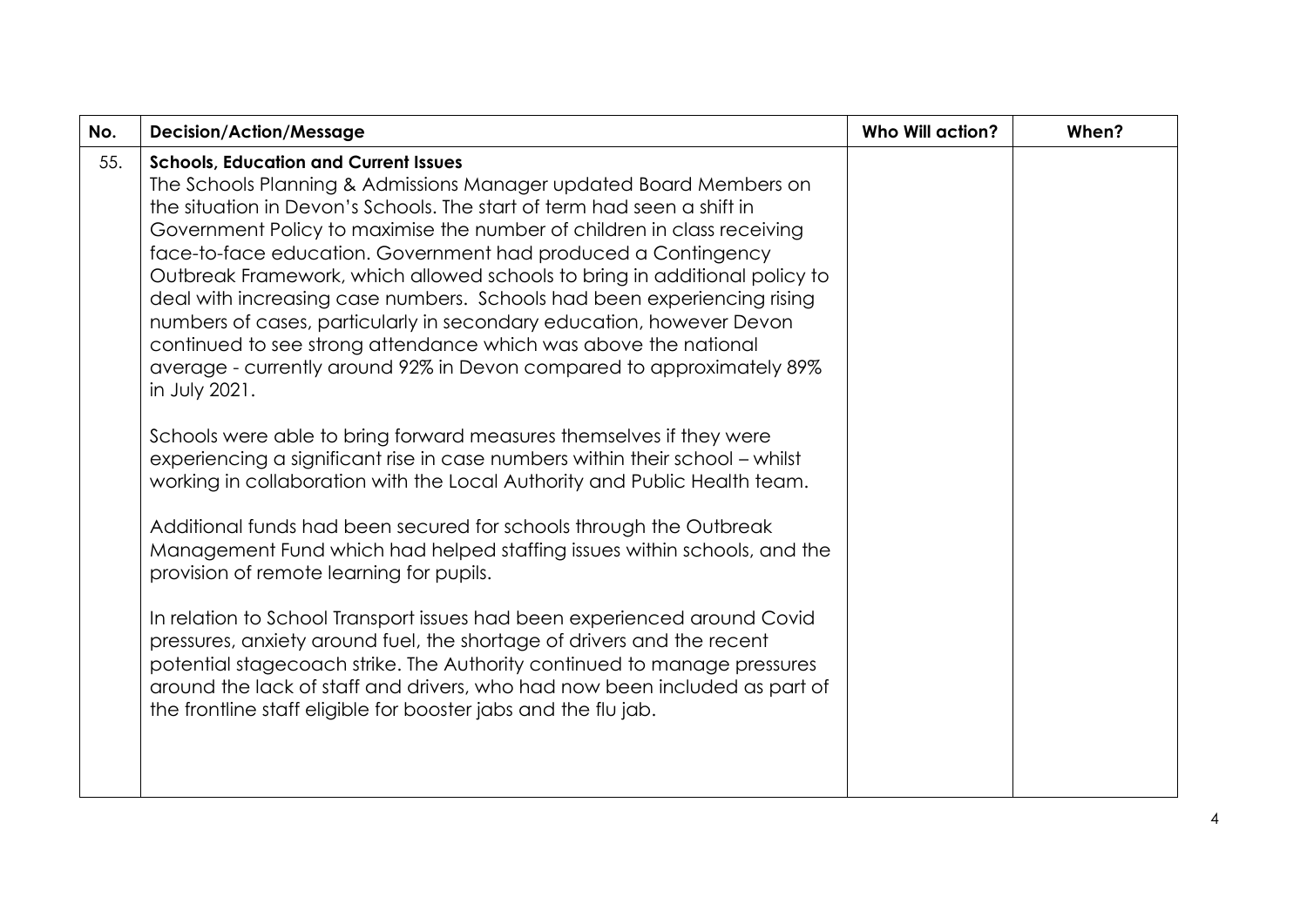| No. | Decision/Action/Message | Who Will action? | When? |
| --- | --- | --- | --- |
| 55. | **Schools, Education and Current Issues**<br>The Schools Planning & Admissions Manager updated Board Members on the situation in Devon's Schools. The start of term had seen a shift in Government Policy to maximise the number of children in class receiving face-to-face education. Government had produced a Contingency Outbreak Framework, which allowed schools to bring in additional policy to deal with increasing case numbers. Schools had been experiencing rising numbers of cases, particularly in secondary education, however Devon continued to see strong attendance which was above the national average - currently around 92% in Devon compared to approximately 89% in July 2021.<br><br>Schools were able to bring forward measures themselves if they were experiencing a significant rise in case numbers within their school – whilst working in collaboration with the Local Authority and Public Health team.<br><br>Additional funds had been secured for schools through the Outbreak Management Fund which had helped staffing issues within schools, and the provision of remote learning for pupils.<br><br>In relation to School Transport issues had been experienced around Covid pressures, anxiety around fuel, the shortage of drivers and the recent potential stagecoach strike. The Authority continued to manage pressures around the lack of staff and drivers, who had now been included as part of the frontline staff eligible for booster jabs and the flu jab. | | |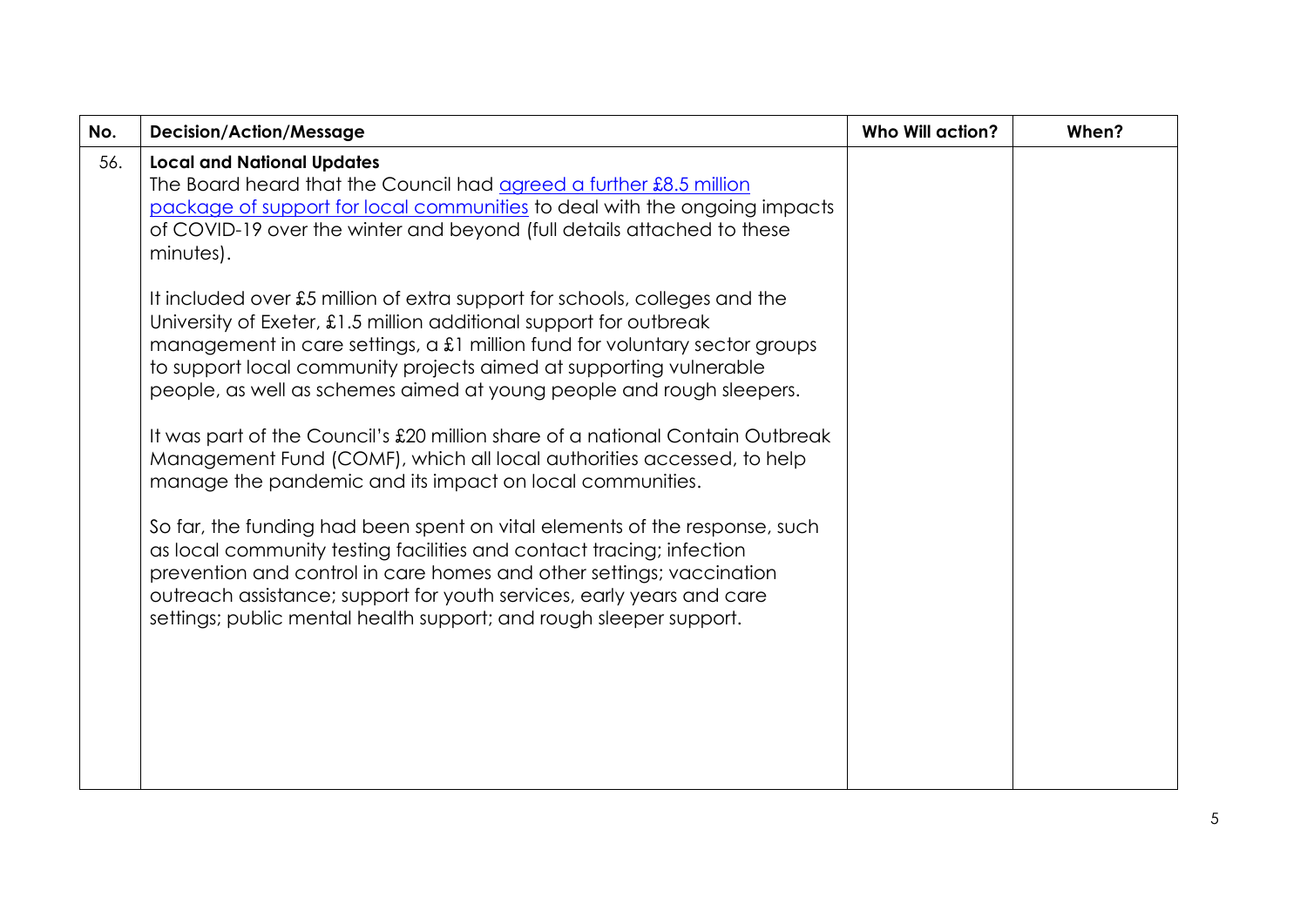| No. | Decision/Action/Message | Who Will action? | When? |
|---|---|---|---|
| 56. | **Local and National Updates**<br>The Board heard that the Council had agreed a further £8.5 million package of support for local communities to deal with the ongoing impacts of COVID-19 over the winter and beyond (full details attached to these minutes).<br><br>It included over £5 million of extra support for schools, colleges and the University of Exeter, £1.5 million additional support for outbreak management in care settings, a £1 million fund for voluntary sector groups to support local community projects aimed at supporting vulnerable people, as well as schemes aimed at young people and rough sleepers.<br><br>It was part of the Council's £20 million share of a national Contain Outbreak Management Fund (COMF), which all local authorities accessed, to help manage the pandemic and its impact on local communities.<br><br>So far, the funding had been spent on vital elements of the response, such as local community testing facilities and contact tracing; infection prevention and control in care homes and other settings; vaccination outreach assistance; support for youth services, early years and care settings; public mental health support; and rough sleeper support. | | |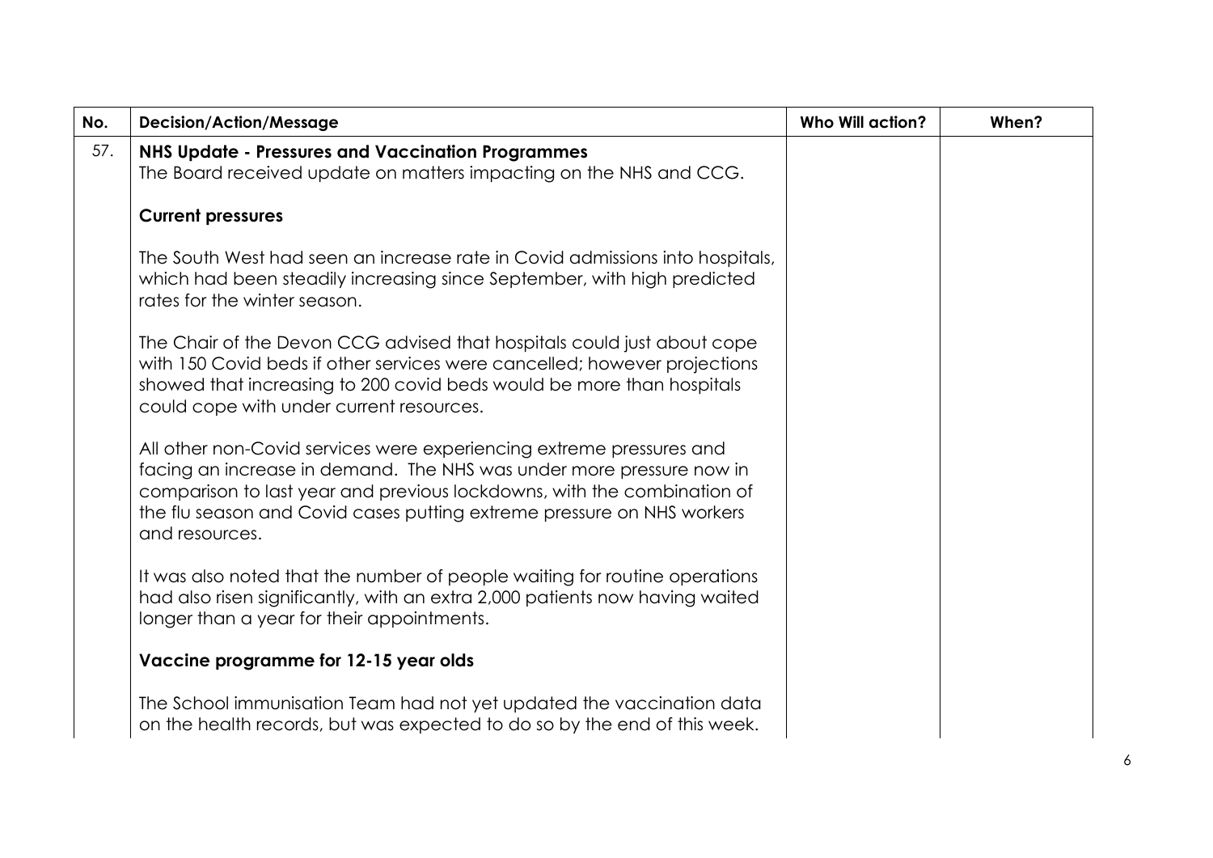| No. | Decision/Action/Message | Who Will action? | When? |
|---|---|---|---|
| 57. | **NHS Update - Pressures and Vaccination Programmes**<br>The Board received update on matters impacting on the NHS and CCG.<br><br>**Current pressures**<br><br>The South West had seen an increase rate in Covid admissions into hospitals, which had been steadily increasing since September, with high predicted rates for the winter season.<br><br>The Chair of the Devon CCG advised that hospitals could just about cope with 150 Covid beds if other services were cancelled; however projections showed that increasing to 200 covid beds would be more than hospitals could cope with under current resources.<br><br>All other non-Covid services were experiencing extreme pressures and facing an increase in demand. The NHS was under more pressure now in comparison to last year and previous lockdowns, with the combination of the flu season and Covid cases putting extreme pressure on NHS workers and resources.<br><br>It was also noted that the number of people waiting for routine operations had also risen significantly, with an extra 2,000 patients now having waited longer than a year for their appointments.<br><br>**Vaccine programme for 12-15 year olds**<br><br>The School immunisation Team had not yet updated the vaccination data on the health records, but was expected to do so by the end of this week. | | |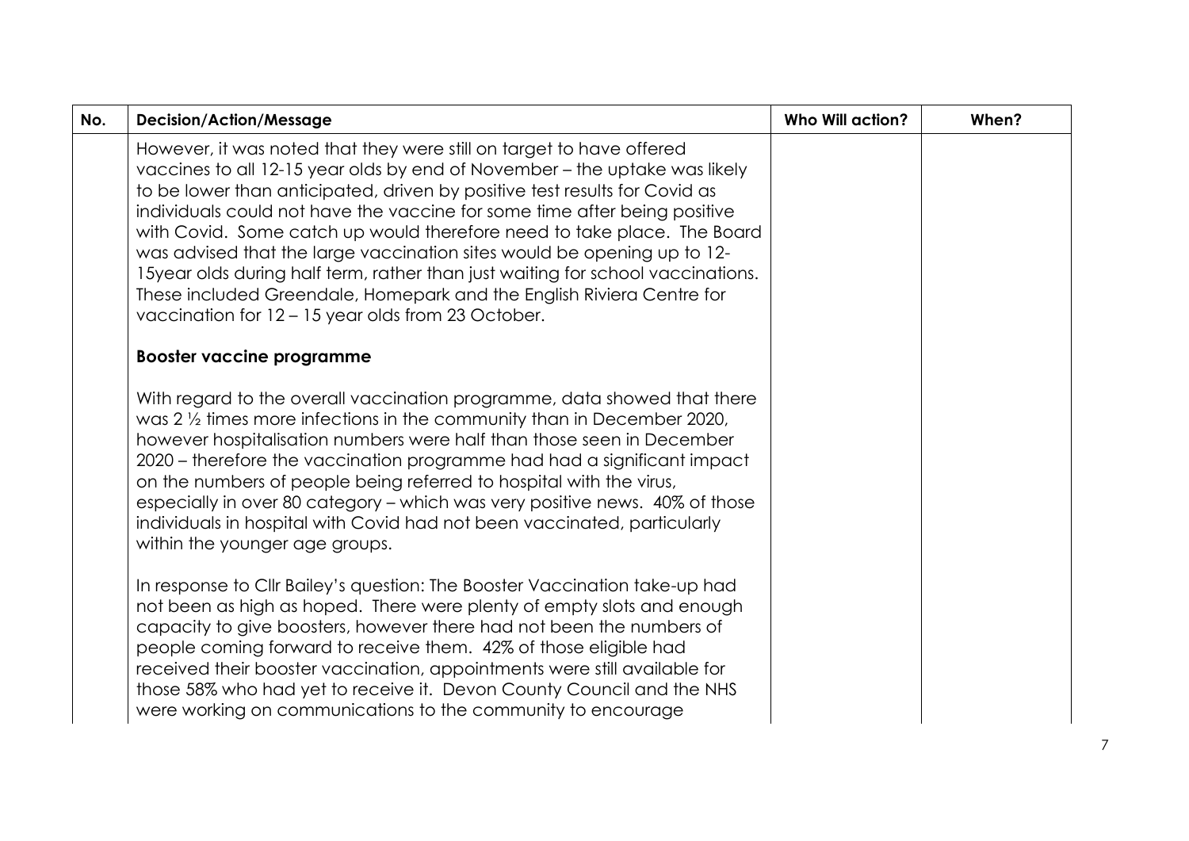| No. | Decision/Action/Message | Who Will action? | When? |
|---|---|---|---|
| | However, it was noted that they were still on target to have offered vaccines to all 12-15 year olds by end of November – the uptake was likely to be lower than anticipated, driven by positive test results for Covid as individuals could not have the vaccine for some time after being positive with Covid. Some catch up would therefore need to take place. The Board was advised that the large vaccination sites would be opening up to 12-15year olds during half term, rather than just waiting for school vaccinations. These included Greendale, Homepark and the English Riviera Centre for vaccination for 12 – 15 year olds from 23 October.<br><br>**Booster vaccine programme**<br><br>With regard to the overall vaccination programme, data showed that there was 2 ½ times more infections in the community than in December 2020, however hospitalisation numbers were half than those seen in December 2020 – therefore the vaccination programme had had a significant impact on the numbers of people being referred to hospital with the virus, especially in over 80 category – which was very positive news. 40% of those individuals in hospital with Covid had not been vaccinated, particularly within the younger age groups.<br><br>In response to Cllr Bailey's question: The Booster Vaccination take-up had not been as high as hoped. There were plenty of empty slots and enough capacity to give boosters, however there had not been the numbers of people coming forward to receive them. 42% of those eligible had received their booster vaccination, appointments were still available for those 58% who had yet to receive it. Devon County Council and the NHS were working on communications to the community to encourage | | |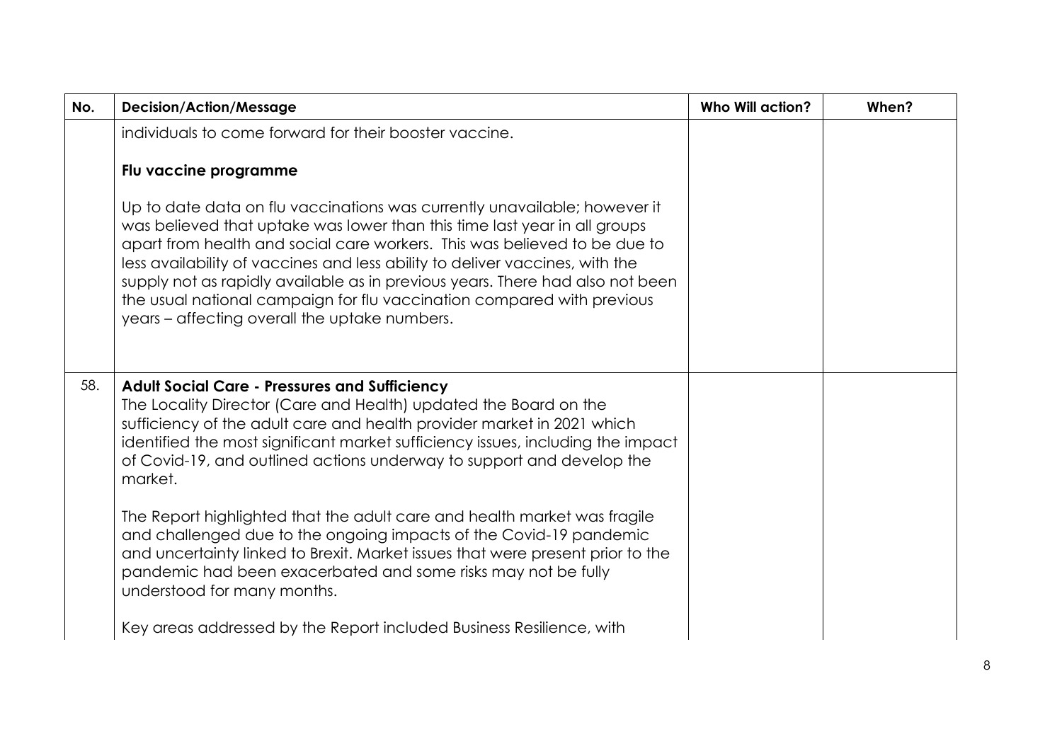| No. | Decision/Action/Message | Who Will action? | When? |
|---|---|---|---|
| | individuals to come forward for their booster vaccine.<br><br>**Flu vaccine programme**<br><br>Up to date data on flu vaccinations was currently unavailable; however it was believed that uptake was lower than this time last year in all groups apart from health and social care workers. This was believed to be due to less availability of vaccines and less ability to deliver vaccines, with the supply not as rapidly available as in previous years. There had also not been the usual national campaign for flu vaccination compared with previous years – affecting overall the uptake numbers. | | |
| 58. | **Adult Social Care - Pressures and Sufficiency**<br>The Locality Director (Care and Health) updated the Board on the sufficiency of the adult care and health provider market in 2021 which identified the most significant market sufficiency issues, including the impact of Covid-19, and outlined actions underway to support and develop the market.<br><br>The Report highlighted that the adult care and health market was fragile and challenged due to the ongoing impacts of the Covid-19 pandemic and uncertainty linked to Brexit. Market issues that were present prior to the pandemic had been exacerbated and some risks may not be fully understood for many months.<br><br>Key areas addressed by the Report included Business Resilience, with | | |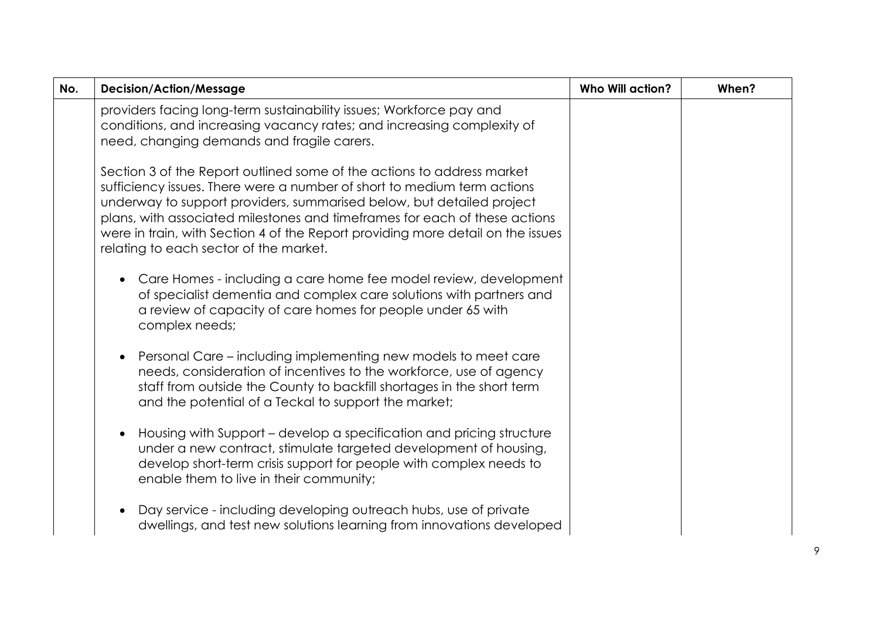| No. | Decision/Action/Message | Who Will action? | When? |
|---|---|---|---|
| | providers facing long-term sustainability issues; Workforce pay and conditions, and increasing vacancy rates; and increasing complexity of need, changing demands and fragile carers.<br><br>Section 3 of the Report outlined some of the actions to address market sufficiency issues. There were a number of short to medium term actions underway to support providers, summarised below, but detailed project plans, with associated milestones and timeframes for each of these actions were in train, with Section 4 of the Report providing more detail on the issues relating to each sector of the market.<br><br>• Care Homes - including a care home fee model review, development of specialist dementia and complex care solutions with partners and a review of capacity of care homes for people under 65 with complex needs;<br><br>• Personal Care – including implementing new models to meet care needs, consideration of incentives to the workforce, use of agency staff from outside the County to backfill shortages in the short term and the potential of a Teckal to support the market;<br><br>• Housing with Support – develop a specification and pricing structure under a new contract, stimulate targeted development of housing, develop short-term crisis support for people with complex needs to enable them to live in their community;<br><br>• Day service - including developing outreach hubs, use of private dwellings, and test new solutions learning from innovations developed | | |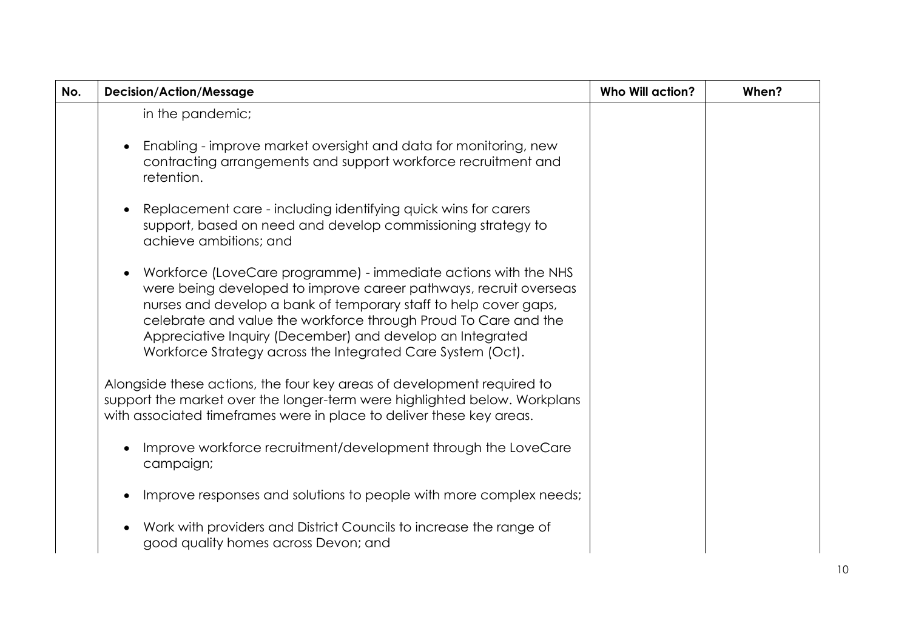| No. | Decision/Action/Message | Who Will action? | When? |
|---|---|---|---|
| | in the pandemic;<br><br>• Enabling - improve market oversight and data for monitoring, new contracting arrangements and support workforce recruitment and retention.<br><br>• Replacement care - including identifying quick wins for carers support, based on need and develop commissioning strategy to achieve ambitions; and<br><br>• Workforce (LoveCare programme) - immediate actions with the NHS were being developed to improve career pathways, recruit overseas nurses and develop a bank of temporary staff to help cover gaps, celebrate and value the workforce through Proud To Care and the Appreciative Inquiry (December) and develop an Integrated Workforce Strategy across the Integrated Care System (Oct).<br><br>Alongside these actions, the four key areas of development required to support the market over the longer-term were highlighted below. Workplans with associated timeframes were in place to deliver these key areas.<br><br>• Improve workforce recruitment/development through the LoveCare campaign;<br><br>• Improve responses and solutions to people with more complex needs;<br><br>• Work with providers and District Councils to increase the range of good quality homes across Devon; and | | |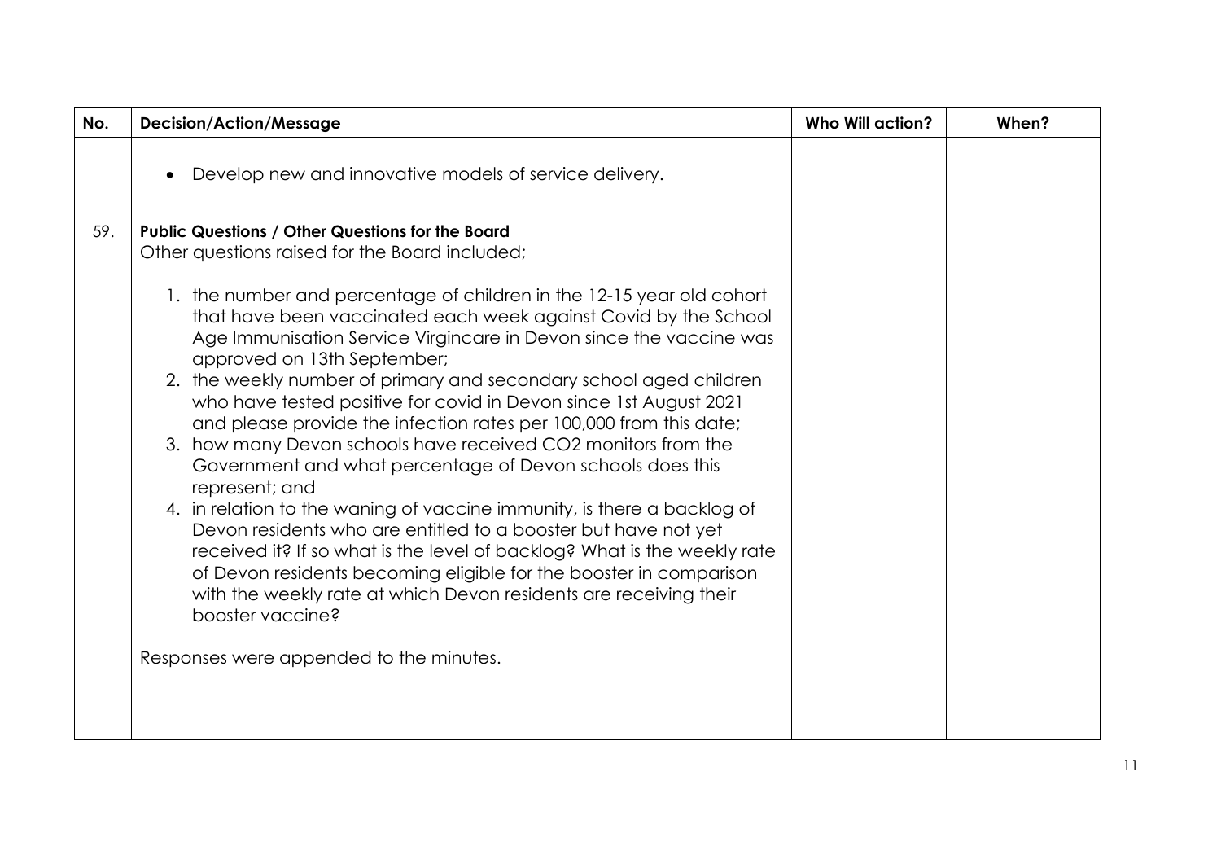| No. | Decision/Action/Message | Who Will action? | When? |
|---|---|---|---|
| | • Develop new and innovative models of service delivery. | | |
| 59. | **Public Questions / Other Questions for the Board**<br>Other questions raised for the Board included;<br><br>1. the number and percentage of children in the 12-15 year old cohort that have been vaccinated each week against Covid by the School Age Immunisation Service Virgincare in Devon since the vaccine was approved on 13th September;<br>2. the weekly number of primary and secondary school aged children who have tested positive for covid in Devon since 1st August 2021 and please provide the infection rates per 100,000 from this date;<br>3. how many Devon schools have received CO2 monitors from the Government and what percentage of Devon schools does this represent; and<br>4. in relation to the waning of vaccine immunity, is there a backlog of Devon residents who are entitled to a booster but have not yet received it? If so what is the level of backlog? What is the weekly rate of Devon residents becoming eligible for the booster in comparison with the weekly rate at which Devon residents are receiving their booster vaccine?<br><br>Responses were appended to the minutes. | | |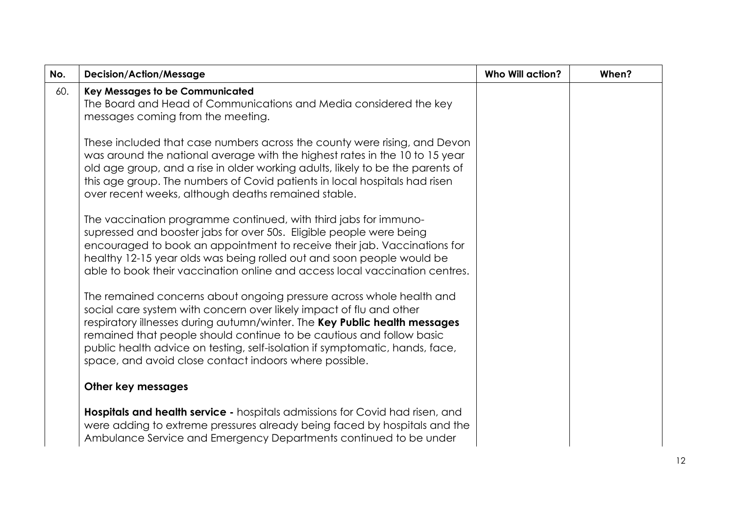| No. | Decision/Action/Message | Who Will action? | When? |
| --- | --- | --- | --- |
| 60. | **Key Messages to be Communicated**<br>The Board and Head of Communications and Media considered the key messages coming from the meeting.<br><br>These included that case numbers across the county were rising, and Devon was around the national average with the highest rates in the 10 to 15 year old age group, and a rise in older working adults, likely to be the parents of this age group. The numbers of Covid patients in local hospitals had risen over recent weeks, although deaths remained stable.<br><br>The vaccination programme continued, with third jabs for immuno-supressed and booster jabs for over 50s. Eligible people were being encouraged to book an appointment to receive their jab. Vaccinations for healthy 12-15 year olds was being rolled out and soon people would be able to book their vaccination online and access local vaccination centres.<br><br>The remained concerns about ongoing pressure across whole health and social care system with concern over likely impact of flu and other respiratory illnesses during autumn/winter. The **Key Public health messages** remained that people should continue to be cautious and follow basic public health advice on testing, self-isolation if symptomatic, hands, face, space, and avoid close contact indoors where possible.<br><br>**Other key messages**<br><br>**Hospitals and health service -** hospitals admissions for Covid had risen, and were adding to extreme pressures already being faced by hospitals and the Ambulance Service and Emergency Departments continued to be under | | |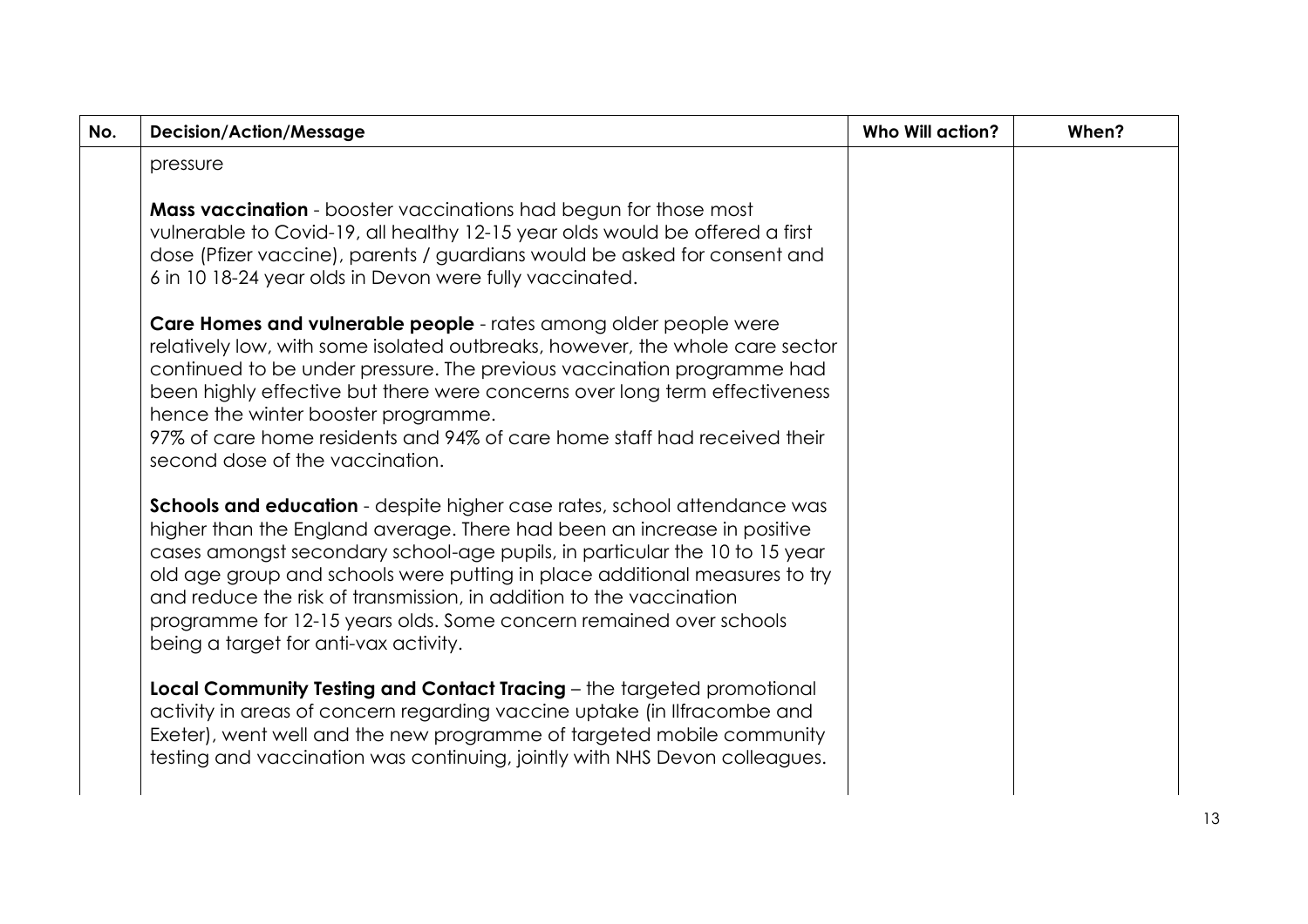| No. | Decision/Action/Message | Who Will action? | When? |
| --- | --- | --- | --- |
| | pressure<br><br>**Mass vaccination** - booster vaccinations had begun for those most vulnerable to Covid-19, all healthy 12-15 year olds would be offered a first dose (Pfizer vaccine), parents / guardians would be asked for consent and 6 in 10 18-24 year olds in Devon were fully vaccinated.<br><br>**Care Homes and vulnerable people** - rates among older people were relatively low, with some isolated outbreaks, however, the whole care sector continued to be under pressure. The previous vaccination programme had been highly effective but there were concerns over long term effectiveness hence the winter booster programme.<br>97% of care home residents and 94% of care home staff had received their second dose of the vaccination.<br><br>**Schools and education** - despite higher case rates, school attendance was higher than the England average. There had been an increase in positive cases amongst secondary school-age pupils, in particular the 10 to 15 year old age group and schools were putting in place additional measures to try and reduce the risk of transmission, in addition to the vaccination programme for 12-15 years olds. Some concern remained over schools being a target for anti-vax activity.<br><br>**Local Community Testing and Contact Tracing** – the targeted promotional activity in areas of concern regarding vaccine uptake (in Ilfracombe and Exeter), went well and the new programme of targeted mobile community testing and vaccination was continuing, jointly with NHS Devon colleagues. | | |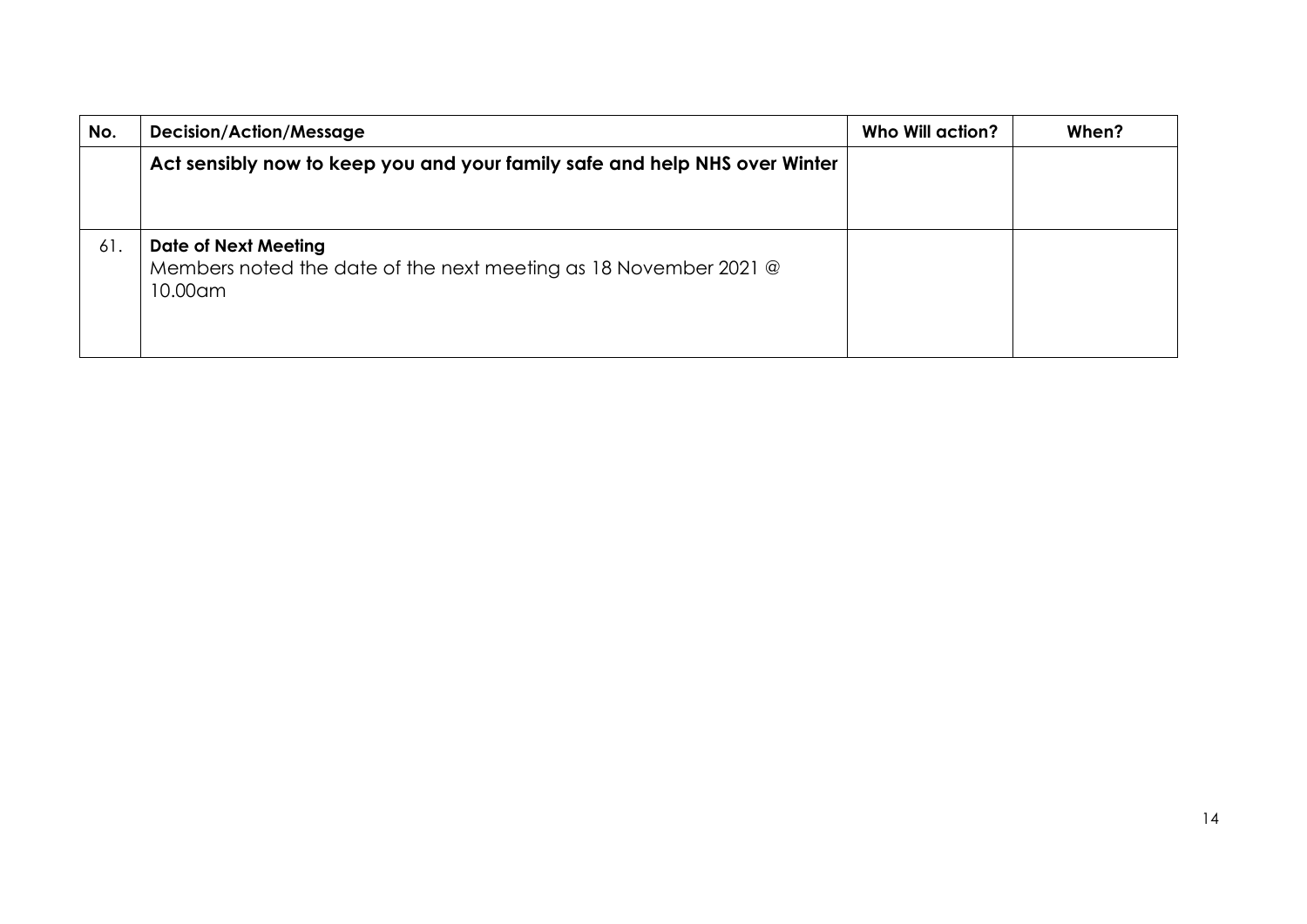| No. | Decision/Action/Message | Who Will action? | When? |
| --- | --- | --- | --- |
| | **Act sensibly now to keep you and your family safe and help NHS over Winter** | | |
| 61. | **Date of Next Meeting**<br>Members noted the date of the next meeting as 18 November 2021 @ 10.00am | | |